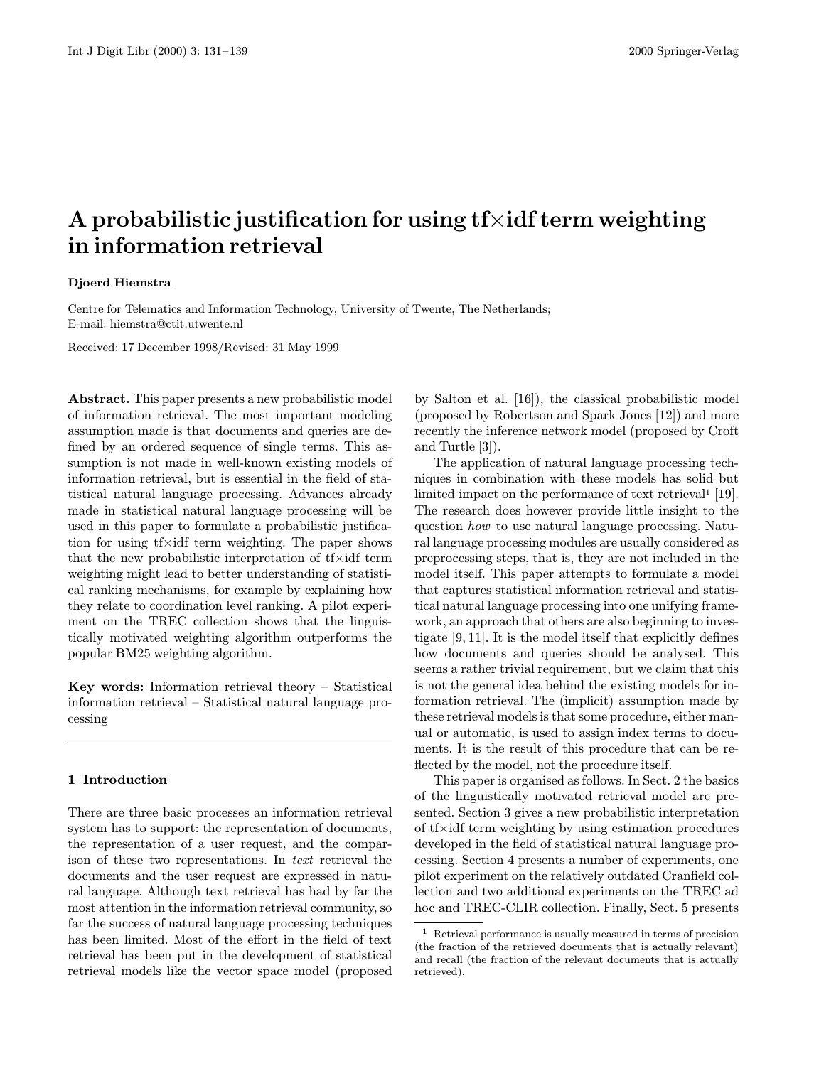# A probabilistic justification for using tf×idf term weighting in information retrieval

**Djoerd Hiemstra**

Centre for Telematics and Information Technology, University of Twente, The Netherlands;
E-mail: hiemstra@ctit.utwente.nl

Received: 17 December 1998/Revised: 31 May 1999

**Abstract.** This paper presents a new probabilistic model of information retrieval. The most important modeling assumption made is that documents and queries are defined by an ordered sequence of single terms. This assumption is not made in well-known existing models of information retrieval, but is essential in the field of statistical natural language processing. Advances already made in statistical natural language processing will be used in this paper to formulate a probabilistic justification for using tf×idf term weighting. The paper shows that the new probabilistic interpretation of tf×idf term weighting might lead to better understanding of statistical ranking mechanisms, for example by explaining how they relate to coordination level ranking. A pilot experiment on the TREC collection shows that the linguistically motivated weighting algorithm outperforms the popular BM25 weighting algorithm.

**Key words:** Information retrieval theory – Statistical information retrieval – Statistical natural language processing

## 1 Introduction

There are three basic processes an information retrieval system has to support: the representation of documents, the representation of a user request, and the comparison of these two representations. In *text* retrieval the documents and the user request are expressed in natural language. Although text retrieval has had by far the most attention in the information retrieval community, so far the success of natural language processing techniques has been limited. Most of the effort in the field of text retrieval has been put in the development of statistical retrieval models like the vector space model (proposed by Salton et al. [16]), the classical probabilistic model (proposed by Robertson and Spark Jones [12]) and more recently the inference network model (proposed by Croft and Turtle [3]).

The application of natural language processing techniques in combination with these models has solid but limited impact on the performance of text retrieval[1] [19]. The research does however provide little insight to the question *how* to use natural language processing. Natural language processing modules are usually considered as preprocessing steps, that is, they are not included in the model itself. This paper attempts to formulate a model that captures statistical information retrieval and statistical natural language processing into one unifying framework, an approach that others are also beginning to investigate [9, 11]. It is the model itself that explicitly defines how documents and queries should be analysed. This seems a rather trivial requirement, but we claim that this is not the general idea behind the existing models for information retrieval. The (implicit) assumption made by these retrieval models is that some procedure, either manual or automatic, is used to assign index terms to documents. It is the result of this procedure that can be reflected by the model, not the procedure itself.

This paper is organised as follows. In Sect. 2 the basics of the linguistically motivated retrieval model are presented. Section 3 gives a new probabilistic interpretation of tf×idf term weighting by using estimation procedures developed in the field of statistical natural language processing. Section 4 presents a number of experiments, one pilot experiment on the relatively outdated Cranfield collection and two additional experiments on the TREC ad hoc and TREC-CLIR collection. Finally, Sect. 5 presents

[1] Retrieval performance is usually measured in terms of precision (the fraction of the retrieved documents that is actually relevant) and recall (the fraction of the relevant documents that is actually retrieved).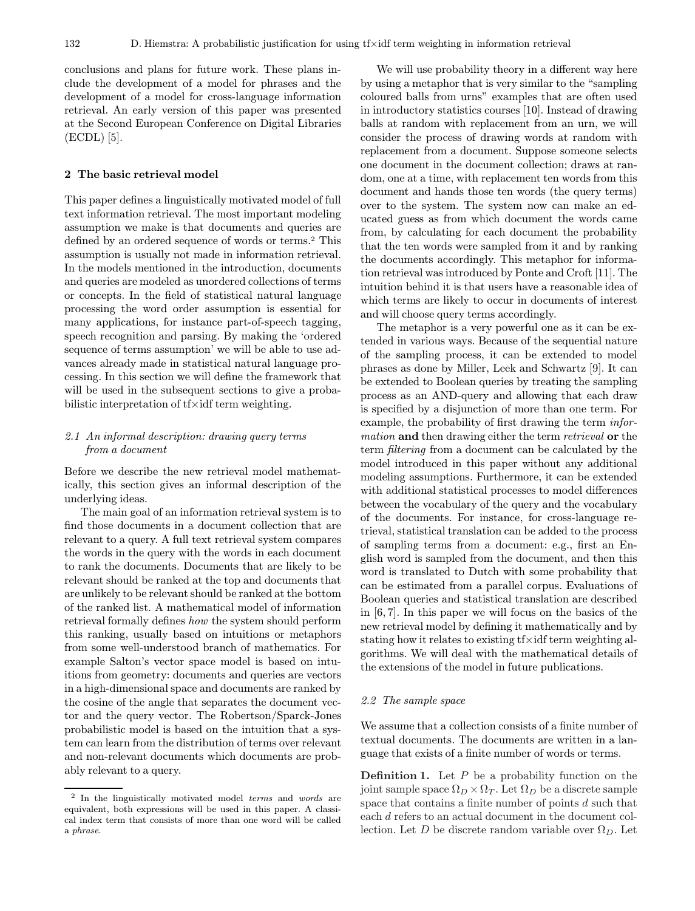conclusions and plans for future work. These plans include the development of a model for phrases and the development of a model for cross-language information retrieval. An early version of this paper was presented at the Second European Conference on Digital Libraries (ECDL) [5].

## 2 The basic retrieval model

This paper defines a linguistically motivated model of full text information retrieval. The most important modeling assumption we make is that documents and queries are defined by an ordered sequence of words or terms.[2] This assumption is usually not made in information retrieval. In the models mentioned in the introduction, documents and queries are modeled as unordered collections of terms or concepts. In the field of statistical natural language processing the word order assumption is essential for many applications, for instance part-of-speech tagging, speech recognition and parsing. By making the 'ordered sequence of terms assumption' we will be able to use advances already made in statistical natural language processing. In this section we will define the framework that will be used in the subsequent sections to give a probabilistic interpretation of tf×idf term weighting.

### *2.1 An informal description: drawing query terms from a document*

Before we describe the new retrieval model mathematically, this section gives an informal description of the underlying ideas.

The main goal of an information retrieval system is to find those documents in a document collection that are relevant to a query. A full text retrieval system compares the words in the query with the words in each document to rank the documents. Documents that are likely to be relevant should be ranked at the top and documents that are unlikely to be relevant should be ranked at the bottom of the ranked list. A mathematical model of information retrieval formally defines *how* the system should perform this ranking, usually based on intuitions or metaphors from some well-understood branch of mathematics. For example Salton's vector space model is based on intuitions from geometry: documents and queries are vectors in a high-dimensional space and documents are ranked by the cosine of the angle that separates the document vector and the query vector. The Robertson/Sparck-Jones probabilistic model is based on the intuition that a system can learn from the distribution of terms over relevant and non-relevant documents which documents are probably relevant to a query.

We will use probability theory in a different way here by using a metaphor that is very similar to the "sampling coloured balls from urns" examples that are often used in introductory statistics courses [10]. Instead of drawing balls at random with replacement from an urn, we will consider the process of drawing words at random with replacement from a document. Suppose someone selects one document in the document collection; draws at random, one at a time, with replacement ten words from this document and hands those ten words (the query terms) over to the system. The system now can make an educated guess as from which document the words came from, by calculating for each document the probability that the ten words were sampled from it and by ranking the documents accordingly. This metaphor for information retrieval was introduced by Ponte and Croft [11]. The intuition behind it is that users have a reasonable idea of which terms are likely to occur in documents of interest and will choose query terms accordingly.

The metaphor is a very powerful one as it can be extended in various ways. Because of the sequential nature of the sampling process, it can be extended to model phrases as done by Miller, Leek and Schwartz [9]. It can be extended to Boolean queries by treating the sampling process as an AND-query and allowing that each draw is specified by a disjunction of more than one term. For example, the probability of first drawing the term *information* **and** then drawing either the term *retrieval* **or** the term *filtering* from a document can be calculated by the model introduced in this paper without any additional modeling assumptions. Furthermore, it can be extended with additional statistical processes to model differences between the vocabulary of the query and the vocabulary of the documents. For instance, for cross-language retrieval, statistical translation can be added to the process of sampling terms from a document: e.g., first an English word is sampled from the document, and then this word is translated to Dutch with some probability that can be estimated from a parallel corpus. Evaluations of Boolean queries and statistical translation are described in [6, 7]. In this paper we will focus on the basics of the new retrieval model by defining it mathematically and by stating how it relates to existing tf×idf term weighting algorithms. We will deal with the mathematical details of the extensions of the model in future publications.

### *2.2 The sample space*

We assume that a collection consists of a finite number of textual documents. The documents are written in a language that exists of a finite number of words or terms.

**Definition 1.** Let $P$ be a probability function on the joint sample space $\Omega_D \times \Omega_T$. Let $\Omega_D$ be a discrete sample space that contains a finite number of points $d$ such that each $d$ refers to an actual document in the document collection. Let $D$ be discrete random variable over $\Omega_D$. Let

[2] In the linguistically motivated model *terms* and *words* are equivalent, both expressions will be used in this paper. A classical index term that consists of more than one word will be called a *phrase*.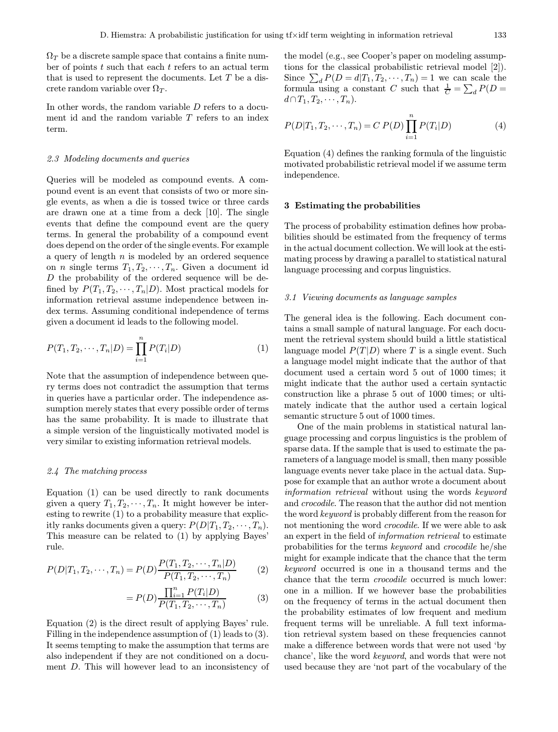$\Omega_T$ be a discrete sample space that contains a finite number of points $t$ such that each $t$ refers to an actual term that is used to represent the documents. Let $T$ be a discrete random variable over $\Omega_T$.

In other words, the random variable $D$ refers to a document id and the random variable $T$ refers to an index term.

### 2.3 Modeling documents and queries

Queries will be modeled as compound events. A compound event is an event that consists of two or more single events, as when a die is tossed twice or three cards are drawn one at a time from a deck [10]. The single events that define the compound event are the query terms. In general the probability of a compound event does depend on the order of the single events. For example a query of length $n$ is modeled by an ordered sequence on $n$ single terms $T_1, T_2, \cdots, T_n$. Given a document id $D$ the probability of the ordered sequence will be defined by $P(T_1, T_2, \cdots, T_n|D)$. Most practical models for information retrieval assume independence between index terms. Assuming conditional independence of terms given a document id leads to the following model.

$$P(T_1, T_2, \cdots, T_n|D) = \prod_{i=1}^{n} P(T_i|D) \tag{1}$$

Note that the assumption of independence between query terms does not contradict the assumption that terms in queries have a particular order. The independence assumption merely states that every possible order of terms has the same probability. It is made to illustrate that a simple version of the linguistically motivated model is very similar to existing information retrieval models.

### 2.4 The matching process

Equation (1) can be used directly to rank documents given a query $T_1, T_2, \cdots, T_n$. It might however be interesting to rewrite (1) to a probability measure that explicitly ranks documents given a query: $P(D|T_1, T_2, \cdots, T_n)$. This measure can be related to (1) by applying Bayes' rule.

$$P(D|T_1, T_2, \cdots, T_n) = P(D) \frac{P(T_1, T_2, \cdots, T_n|D)}{P(T_1, T_2, \cdots, T_n)} \tag{2}$$

$$= P(D) \frac{\prod_{i=1}^{n} P(T_i|D)}{P(T_1, T_2, \cdots, T_n)} \tag{3}$$

Equation (2) is the direct result of applying Bayes' rule. Filling in the independence assumption of (1) leads to (3). It seems tempting to make the assumption that terms are also independent if they are not conditioned on a document $D$. This will however lead to an inconsistency of the model (e.g., see Cooper's paper on modeling assumptions for the classical probabilistic retrieval model [2]). Since $\sum_d P(D = d|T_1, T_2, \cdots, T_n) = 1$ we can scale the formula using a constant $C$ such that $\frac{1}{C} = \sum_d P(D = d \cap T_1, T_2, \cdots, T_n)$.

$$P(D|T_1, T_2, \cdots, T_n) = C\ P(D) \prod_{i=1}^{n} P(T_i|D) \tag{4}$$

Equation (4) defines the ranking formula of the linguistic motivated probabilistic retrieval model if we assume term independence.

## 3 Estimating the probabilities

The process of probability estimation defines how probabilities should be estimated from the frequency of terms in the actual document collection. We will look at the estimating process by drawing a parallel to statistical natural language processing and corpus linguistics.

### 3.1 Viewing documents as language samples

The general idea is the following. Each document contains a small sample of natural language. For each document the retrieval system should build a little statistical language model $P(T|D)$ where $T$ is a single event. Such a language model might indicate that the author of that document used a certain word 5 out of 1000 times; it might indicate that the author used a certain syntactic construction like a phrase 5 out of 1000 times; or ultimately indicate that the author used a certain logical semantic structure 5 out of 1000 times.

One of the main problems in statistical natural language processing and corpus linguistics is the problem of sparse data. If the sample that is used to estimate the parameters of a language model is small, then many possible language events never take place in the actual data. Suppose for example that an author wrote a document about *information retrieval* without using the words *keyword* and *crocodile*. The reason that the author did not mention the word *keyword* is probably different from the reason for not mentioning the word *crocodile*. If we were able to ask an expert in the field of *information retrieval* to estimate probabilities for the terms *keyword* and *crocodile* he/she might for example indicate that the chance that the term *keyword* occurred is one in a thousand terms and the chance that the term *crocodile* occurred is much lower: one in a million. If we however base the probabilities on the frequency of terms in the actual document then the probability estimates of low frequent and medium frequent terms will be unreliable. A full text information retrieval system based on these frequencies cannot make a difference between words that were not used 'by chance', like the word *keyword*, and words that were not used because they are 'not part of the vocabulary of the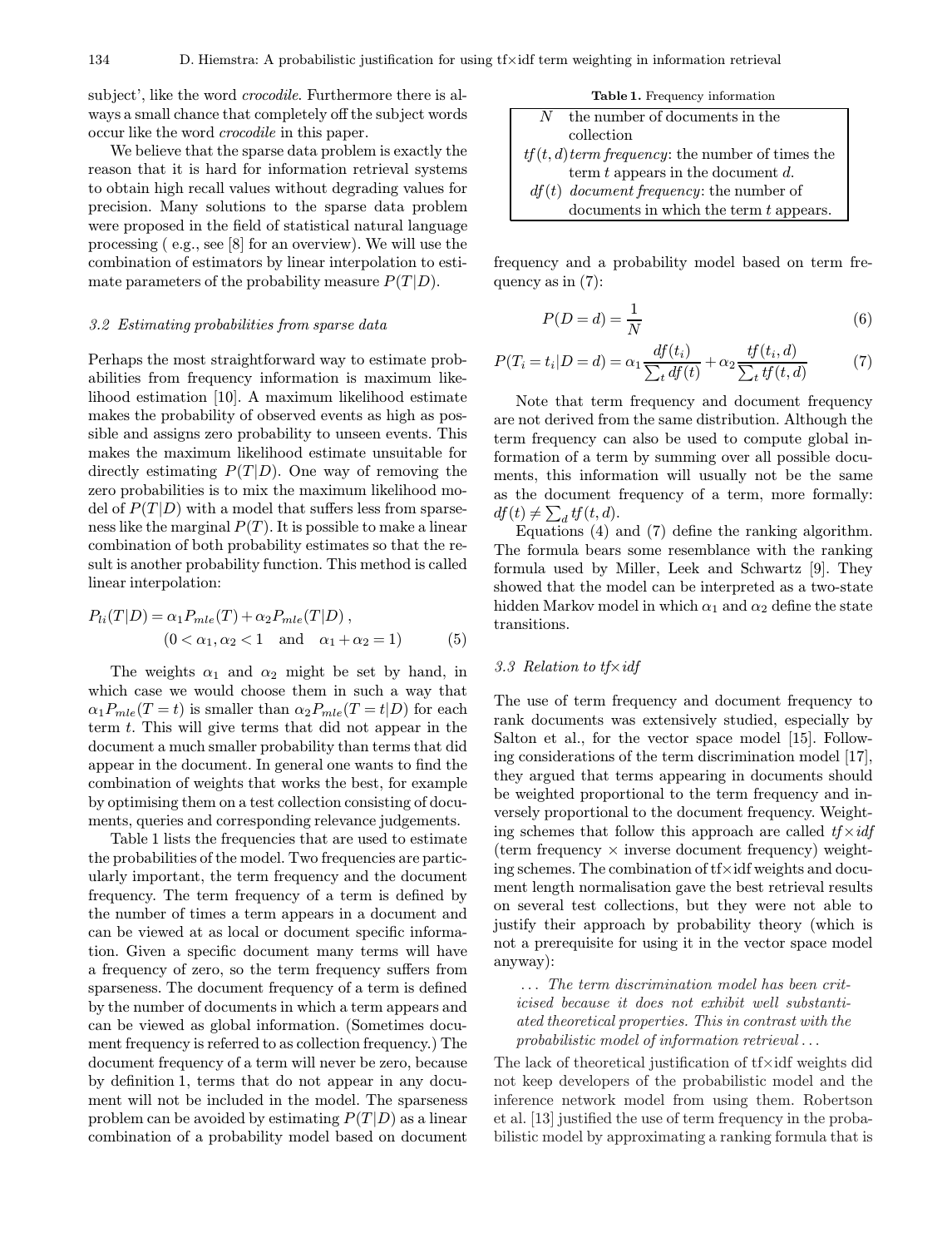subject', like the word *crocodile*. Furthermore there is always a small chance that completely off the subject words occur like the word *crocodile* in this paper.

We believe that the sparse data problem is exactly the reason that it is hard for information retrieval systems to obtain high recall values without degrading values for precision. Many solutions to the sparse data problem were proposed in the field of statistical natural language processing ( e.g., see [8] for an overview). We will use the combination of estimators by linear interpolation to estimate parameters of the probability measure $P(T|D)$.

### 3.2 Estimating probabilities from sparse data

Perhaps the most straightforward way to estimate probabilities from frequency information is maximum likelihood estimation [10]. A maximum likelihood estimate makes the probability of observed events as high as possible and assigns zero probability to unseen events. This makes the maximum likelihood estimate unsuitable for directly estimating $P(T|D)$. One way of removing the zero probabilities is to mix the maximum likelihood model of $P(T|D)$ with a model that suffers less from sparseness like the marginal $P(T)$. It is possible to make a linear combination of both probability estimates so that the result is another probability function. This method is called linear interpolation:

$$P_{li}(T|D) = \alpha_1 P_{mle}(T) + \alpha_2 P_{mle}(T|D)\,, \quad (0 < \alpha_1, \alpha_2 < 1 \quad \text{and} \quad \alpha_1 + \alpha_2 = 1) \tag{5}$$

The weights $\alpha_1$ and $\alpha_2$ might be set by hand, in which case we would choose them in such a way that $\alpha_1 P_{mle}(T = t)$ is smaller than $\alpha_2 P_{mle}(T = t|D)$ for each term $t$. This will give terms that did not appear in the document a much smaller probability than terms that did appear in the document. In general one wants to find the combination of weights that works the best, for example by optimising them on a test collection consisting of documents, queries and corresponding relevance judgements.

Table 1 lists the frequencies that are used to estimate the probabilities of the model. Two frequencies are particularly important, the term frequency and the document frequency. The term frequency of a term is defined by the number of times a term appears in a document and can be viewed at as local or document specific information. Given a specific document many terms will have a frequency of zero, so the term frequency suffers from sparseness. The document frequency of a term is defined by the number of documents in which a term appears and can be viewed as global information. (Sometimes document frequency is referred to as collection frequency.) The document frequency of a term will never be zero, because by definition 1, terms that do not appear in any document will not be included in the model. The sparseness problem can be avoided by estimating $P(T|D)$ as a linear combination of a probability model based on document frequency and a probability model based on term frequency as in (7):

**Table 1.** Frequency information

| | |
|---|---|
| $N$ | the number of documents in the collection |
| $tf(t,d)$ | *term frequency*: the number of times the term $t$ appears in the document $d$. |
| $df(t)$ | *document frequency*: the number of documents in which the term $t$ appears. |

$$P(D = d) = \frac{1}{N} \tag{6}$$

$$P(T_i = t_i|D = d) = \alpha_1 \frac{df(t_i)}{\sum_t df(t)} + \alpha_2 \frac{tf(t_i,d)}{\sum_t tf(t,d)} \tag{7}$$

Note that term frequency and document frequency are not derived from the same distribution. Although the term frequency can also be used to compute global information of a term by summing over all possible documents, this information will usually not be the same as the document frequency of a term, more formally: $df(t) \neq \sum_d tf(t,d)$.

Equations (4) and (7) define the ranking algorithm. The formula bears some resemblance with the ranking formula used by Miller, Leek and Schwartz [9]. They showed that the model can be interpreted as a two-state hidden Markov model in which $\alpha_1$ and $\alpha_2$ define the state transitions.

### 3.3 Relation to *tf×idf*

The use of term frequency and document frequency to rank documents was extensively studied, especially by Salton et al., for the vector space model [15]. Following considerations of the term discrimination model [17], they argued that terms appearing in documents should be weighted proportional to the term frequency and inversely proportional to the document frequency. Weighting schemes that follow this approach are called *tf×idf* (term frequency × inverse document frequency) weighting schemes. The combination of tf×idf weights and document length normalisation gave the best retrieval results on several test collections, but they were not able to justify their approach by probability theory (which is not a prerequisite for using it in the vector space model anyway):

> ... *The term discrimination model has been criticised because it does not exhibit well substantiated theoretical properties. This in contrast with the probabilistic model of information retrieval ...*

The lack of theoretical justification of tf×idf weights did not keep developers of the probabilistic model and the inference network model from using them. Robertson et al. [13] justified the use of term frequency in the probabilistic model by approximating a ranking formula that is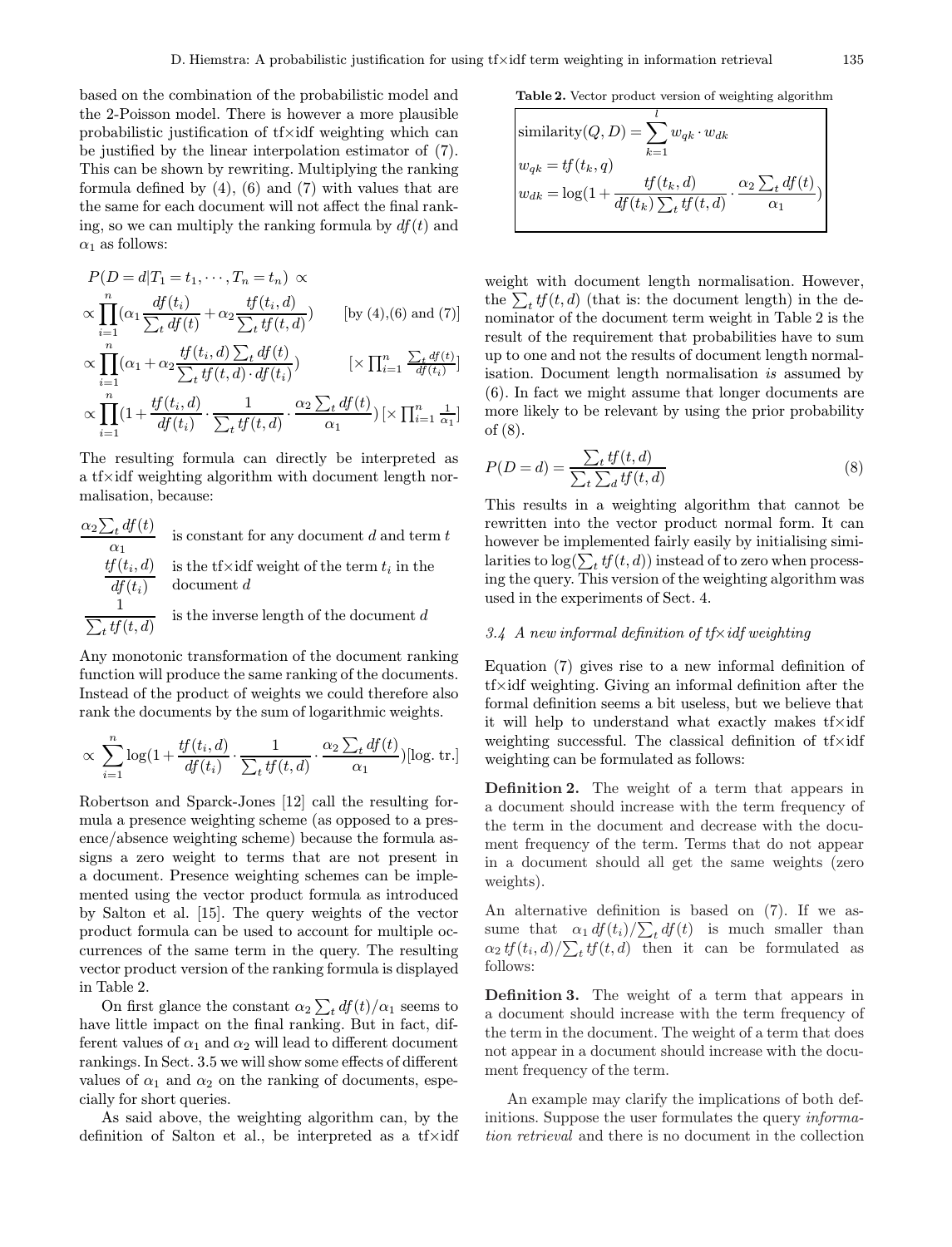based on the combination of the probabilistic model and the 2-Poisson model. There is however a more plausible probabilistic justification of tf×idf weighting which can be justified by the linear interpolation estimator of (7). This can be shown by rewriting. Multiplying the ranking formula defined by (4), (6) and (7) with values that are the same for each document will not affect the final ranking, so we can multiply the ranking formula by $df(t)$ and $\alpha_1$ as follows:

$$
\begin{aligned}
&P(D=d|T_1=t_1,\cdots,T_n=t_n) \propto \\
&\propto \prod_{i=1}^{n}(\alpha_1 \frac{df(t_i)}{\sum_t df(t)} + \alpha_2 \frac{tf(t_i,d)}{\sum_t tf(t,d)}) \qquad \text{[by (4),(6) and (7)]} \\
&\propto \prod_{i=1}^{n}(\alpha_1 + \alpha_2 \frac{tf(t_i,d)\sum_t df(t)}{\sum_t tf(t,d)\cdot df(t_i)}) \qquad [\times \textstyle\prod_{i=1}^{n} \frac{\sum_t df(t)}{df(t_i)}] \\
&\propto \prod_{i=1}^{n}(1 + \frac{tf(t_i,d)}{df(t_i)} \cdot \frac{1}{\sum_t tf(t,d)} \cdot \frac{\alpha_2 \sum_t df(t)}{\alpha_1}) \; [\times \textstyle\prod_{i=1}^{n} \frac{1}{\alpha_1}]
\end{aligned}
$$

The resulting formula can directly be interpreted as a tf×idf weighting algorithm with document length normalisation, because:

- $\dfrac{\alpha_2 \sum_t df(t)}{\alpha_1}$ is constant for any document $d$ and term $t$
- $\dfrac{tf(t_i,d)}{df(t_i)}$ is the tf×idf weight of the term $t_i$ in the document $d$
- $\dfrac{1}{\sum_t tf(t,d)}$ is the inverse length of the document $d$

Any monotonic transformation of the document ranking function will produce the same ranking of the documents. Instead of the product of weights we could therefore also rank the documents by the sum of logarithmic weights.

$$
\propto \sum_{i=1}^{n} \log(1 + \frac{tf(t_i,d)}{df(t_i)} \cdot \frac{1}{\sum_t tf(t,d)} \cdot \frac{\alpha_2 \sum_t df(t)}{\alpha_1}) \text{[log. tr.]}
$$

Robertson and Sparck-Jones [12] call the resulting formula a presence weighting scheme (as opposed to a presence/absence weighting scheme) because the formula assigns a zero weight to terms that are not present in a document. Presence weighting schemes can be implemented using the vector product formula as introduced by Salton et al. [15]. The query weights of the vector product formula can be used to account for multiple occurrences of the same term in the query. The resulting vector product version of the ranking formula is displayed in Table 2.

On first glance the constant $\alpha_2 \sum_t df(t)/\alpha_1$ seems to have little impact on the final ranking. But in fact, different values of $\alpha_1$ and $\alpha_2$ will lead to different document rankings. In Sect. 3.5 we will show some effects of different values of $\alpha_1$ and $\alpha_2$ on the ranking of documents, especially for short queries.

As said above, the weighting algorithm can, by the definition of Salton et al., be interpreted as a tf×idf weight with document length normalisation. However, the $\sum_t tf(t,d)$ (that is: the document length) in the denominator of the document term weight in Table 2 is the result of the requirement that probabilities have to sum up to one and not the results of document length normalisation. Document length normalisation *is* assumed by (6). In fact we might assume that longer documents are more likely to be relevant by using the prior probability of (8).

**Table 2.** Vector product version of weighting algorithm

$$
\begin{aligned}
&\text{similarity}(Q,D) = \sum_{k=1}^{l} w_{qk} \cdot w_{dk} \\
&w_{qk} = tf(t_k,q) \\
&w_{dk} = \log(1 + \frac{tf(t_k,d)}{df(t_k)\sum_t tf(t,d)} \cdot \frac{\alpha_2 \sum_t df(t)}{\alpha_1})
\end{aligned}
$$

$$
P(D=d) = \frac{\sum_t tf(t,d)}{\sum_t \sum_d tf(t,d)} \tag{8}
$$

This results in a weighting algorithm that cannot be rewritten into the vector product normal form. It can however be implemented fairly easily by initialising similarities to $\log(\sum_t tf(t,d))$ instead of to zero when processing the query. This version of the weighting algorithm was used in the experiments of Sect. 4.

### 3.4 A new informal definition of tf×idf weighting

Equation (7) gives rise to a new informal definition of tf×idf weighting. Giving an informal definition after the formal definition seems a bit useless, but we believe that it will help to understand what exactly makes tf×idf weighting successful. The classical definition of tf×idf weighting can be formulated as follows:

**Definition 2.** The weight of a term that appears in a document should increase with the term frequency of the term in the document and decrease with the document frequency of the term. Terms that do not appear in a document should all get the same weights (zero weights).

An alternative definition is based on (7). If we assume that $\alpha_1 df(t_i)/\sum_t df(t)$ is much smaller than $\alpha_2 tf(t_i,d)/\sum_t tf(t,d)$ then it can be formulated as follows:

**Definition 3.** The weight of a term that appears in a document should increase with the term frequency of the term in the document. The weight of a term that does not appear in a document should increase with the document frequency of the term.

An example may clarify the implications of both definitions. Suppose the user formulates the query *information retrieval* and there is no document in the collection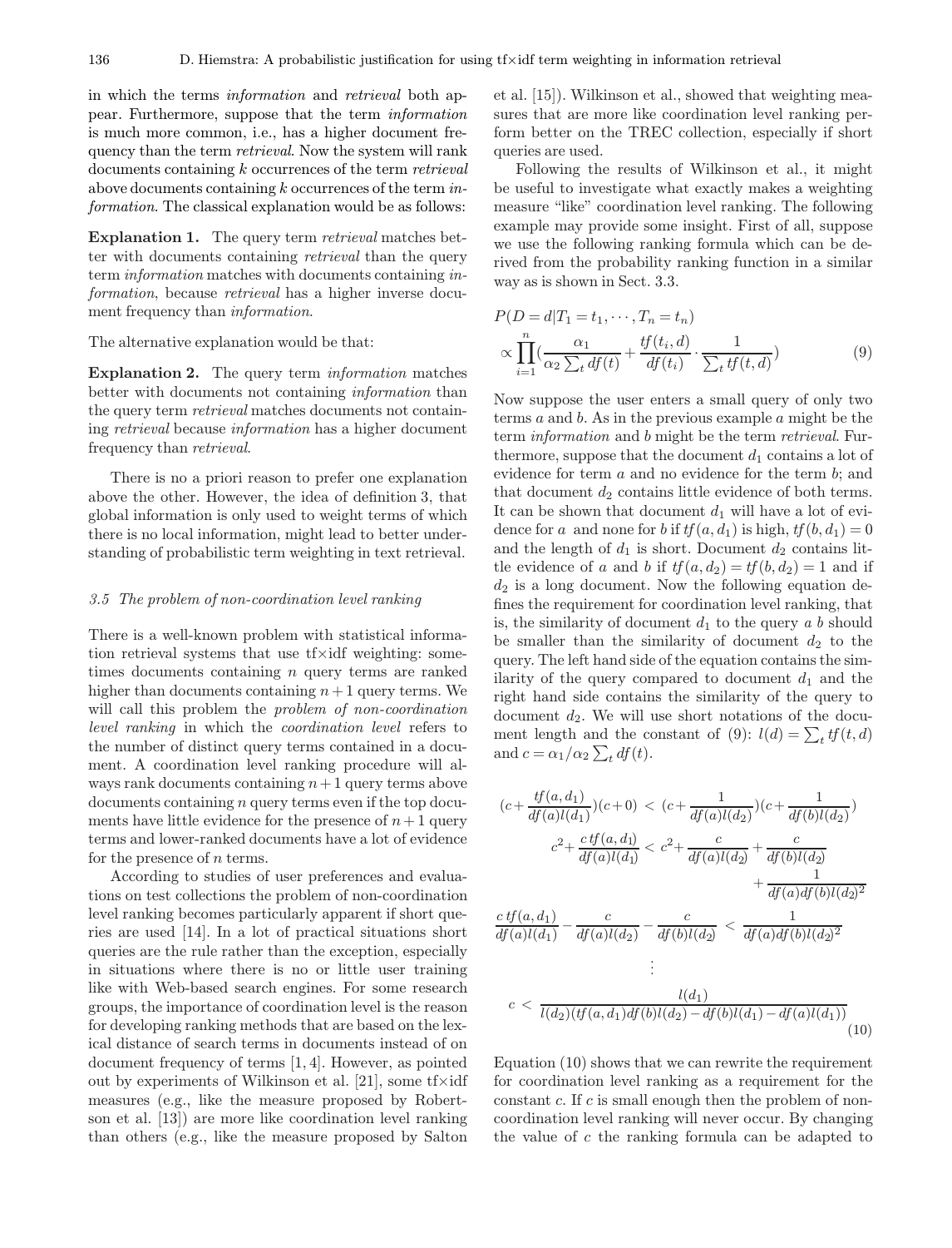in which the terms *information* and *retrieval* both appear. Furthermore, suppose that the term *information* is much more common, i.e., has a higher document frequency than the term *retrieval*. Now the system will rank documents containing $k$ occurrences of the term *retrieval* above documents containing $k$ occurrences of the term *information*. The classical explanation would be as follows:

**Explanation 1.** The query term *retrieval* matches better with documents containing *retrieval* than the query term *information* matches with documents containing *information*, because *retrieval* has a higher inverse document frequency than *information*.

The alternative explanation would be that:

**Explanation 2.** The query term *information* matches better with documents not containing *information* than the query term *retrieval* matches documents not containing *retrieval* because *information* has a higher document frequency than *retrieval*.

There is no a priori reason to prefer one explanation above the other. However, the idea of definition 3, that global information is only used to weight terms of which there is no local information, might lead to better understanding of probabilistic term weighting in text retrieval.

### 3.5 The problem of non-coordination level ranking

There is a well-known problem with statistical information retrieval systems that use tf×idf weighting: sometimes documents containing $n$ query terms are ranked higher than documents containing $n+1$ query terms. We will call this problem the *problem of non-coordination level ranking* in which the *coordination level* refers to the number of distinct query terms contained in a document. A coordination level ranking procedure will always rank documents containing $n+1$ query terms above documents containing $n$ query terms even if the top documents have little evidence for the presence of $n+1$ query terms and lower-ranked documents have a lot of evidence for the presence of $n$ terms.

According to studies of user preferences and evaluations on test collections the problem of non-coordination level ranking becomes particularly apparent if short queries are used [14]. In a lot of practical situations short queries are the rule rather than the exception, especially in situations where there is no or little user training like with Web-based search engines. For some research groups, the importance of coordination level is the reason for developing ranking methods that are based on the lexical distance of search terms in documents instead of on document frequency of terms [1, 4]. However, as pointed out by experiments of Wilkinson et al. [21], some tf×idf measures (e.g., like the measure proposed by Robertson et al. [13]) are more like coordination level ranking than others (e.g., like the measure proposed by Salton et al. [15]). Wilkinson et al., showed that weighting measures that are more like coordination level ranking perform better on the TREC collection, especially if short queries are used.

Following the results of Wilkinson et al., it might be useful to investigate what exactly makes a weighting measure "like" coordination level ranking. The following example may provide some insight. First of all, suppose we use the following ranking formula which can be derived from the probability ranking function in a similar way as is shown in Sect. 3.3.

$$P(D=d|T_1=t_1,\cdots,T_n=t_n) \propto \prod_{i=1}^{n}\left(\frac{\alpha_1}{\alpha_2\sum_t df(t)}+\frac{tf(t_i,d)}{df(t_i)}\cdot\frac{1}{\sum_t tf(t,d)}\right) \tag{9}$$

Now suppose the user enters a small query of only two terms $a$ and $b$. As in the previous example $a$ might be the term *information* and $b$ might be the term *retrieval*. Furthermore, suppose that the document $d_1$ contains a lot of evidence for term $a$ and no evidence for the term $b$; and that document $d_2$ contains little evidence of both terms. It can be shown that document $d_1$ will have a lot of evidence for $a$ and none for $b$ if $tf(a,d_1)$ is high, $tf(b,d_1)=0$ and the length of $d_1$ is short. Document $d_2$ contains little evidence of $a$ and $b$ if $tf(a,d_2)=tf(b,d_2)=1$ and if $d_2$ is a long document. Now the following equation defines the requirement for coordination level ranking, that is, the similarity of document $d_1$ to the query $a$ $b$ should be smaller than the similarity of document $d_2$ to the query. The left hand side of the equation contains the similarity of the query compared to document $d_1$ and the right hand side contains the similarity of the query to document $d_2$. We will use short notations of the document length and the constant of (9): $l(d)=\sum_t tf(t,d)$ and $c=\alpha_1/\alpha_2\sum_t df(t)$.

$$\left(c+\frac{tf(a,d_1)}{df(a)l(d_1)}\right)(c+0) < \left(c+\frac{1}{df(a)l(d_2)}\right)\left(c+\frac{1}{df(b)l(d_2)}\right)$$

$$c^2+\frac{c\,tf(a,d_1)}{df(a)l(d_1)} < c^2+\frac{c}{df(a)l(d_2)}+\frac{c}{df(b)l(d_2)}+\frac{1}{df(a)df(b)l(d_2)^2}$$

$$\frac{c\,tf(a,d_1)}{df(a)l(d_1)}-\frac{c}{df(a)l(d_2)}-\frac{c}{df(b)l(d_2)} < \frac{1}{df(a)df(b)l(d_2)^2}$$

$$\vdots$$

$$c < \frac{l(d_1)}{l(d_2)(tf(a,d_1)df(b)l(d_2)-df(b)l(d_1)-df(a)l(d_1))} \tag{10}$$

Equation (10) shows that we can rewrite the requirement for coordination level ranking as a requirement for the constant $c$. If $c$ is small enough then the problem of non-coordination level ranking will never occur. By changing the value of $c$ the ranking formula can be adapted to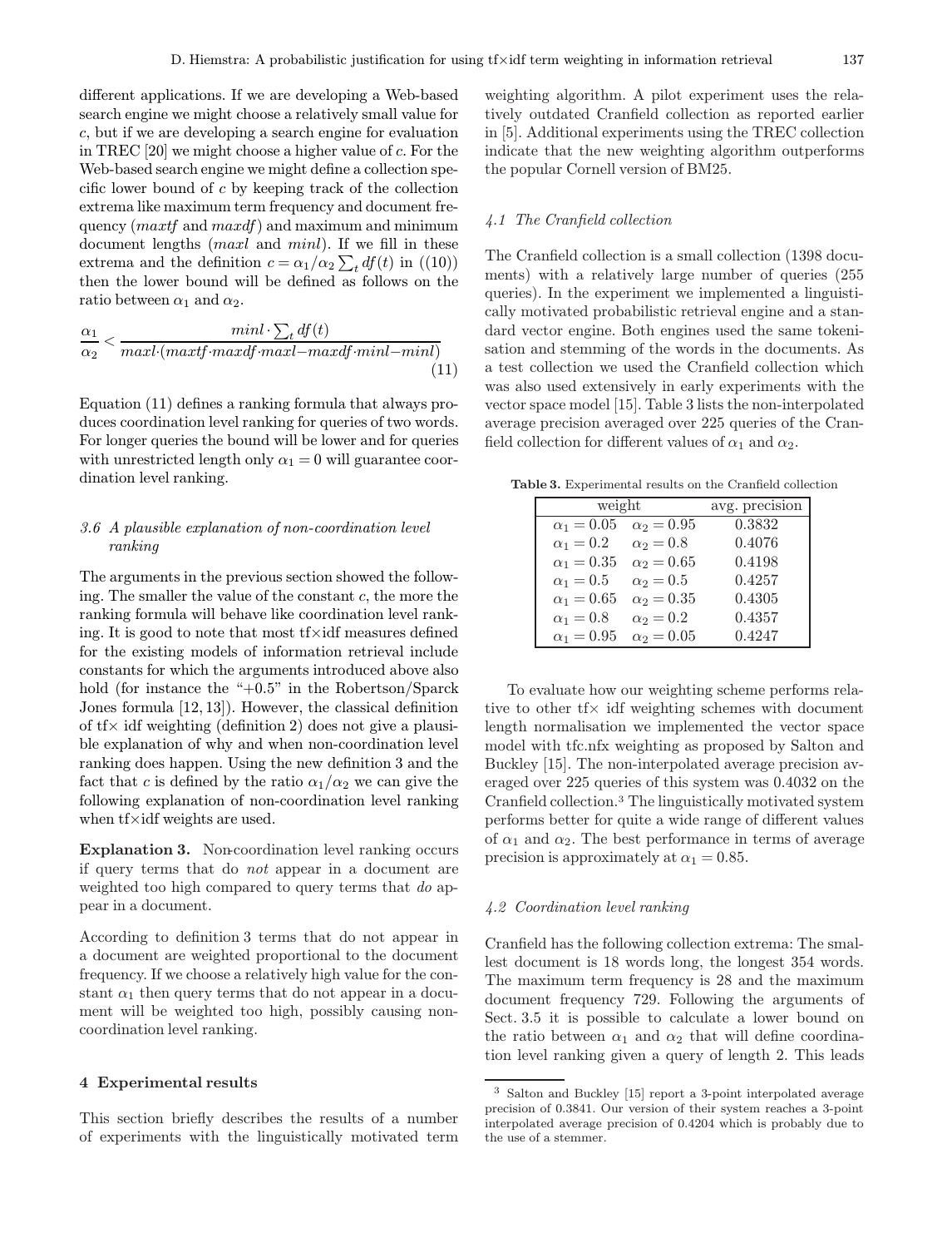different applications. If we are developing a Web-based search engine we might choose a relatively small value for $c$, but if we are developing a search engine for evaluation in TREC [20] we might choose a higher value of $c$. For the Web-based search engine we might define a collection specific lower bound of $c$ by keeping track of the collection extrema like maximum term frequency and document frequency (*maxtf* and *maxdf*) and maximum and minimum document lengths (*maxl* and *minl*). If we fill in these extrema and the definition $c = \alpha_1/\alpha_2 \sum_t df(t)$ in ((10)) then the lower bound will be defined as follows on the ratio between $\alpha_1$ and $\alpha_2$.

$$\frac{\alpha_1}{\alpha_2} < \frac{minl \cdot \sum_t df(t)}{maxl \cdot (maxtf \cdot maxdf \cdot maxl - maxdf \cdot minl - minl)} \quad (11)$$

Equation (11) defines a ranking formula that always produces coordination level ranking for queries of two words. For longer queries the bound will be lower and for queries with unrestricted length only $\alpha_1 = 0$ will guarantee coordination level ranking.

### 3.6 A plausible explanation of non-coordination level ranking

The arguments in the previous section showed the following. The smaller the value of the constant $c$, the more the ranking formula will behave like coordination level ranking. It is good to note that most tf×idf measures defined for the existing models of information retrieval include constants for which the arguments introduced above also hold (for instance the "+0.5" in the Robertson/Sparck Jones formula [12, 13]). However, the classical definition of tf× idf weighting (definition 2) does not give a plausible explanation of why and when non-coordination level ranking does happen. Using the new definition 3 and the fact that $c$ is defined by the ratio $\alpha_1/\alpha_2$ we can give the following explanation of non-coordination level ranking when tf×idf weights are used.

**Explanation 3.** Non-coordination level ranking occurs if query terms that do *not* appear in a document are weighted too high compared to query terms that *do* appear in a document.

According to definition 3 terms that do not appear in a document are weighted proportional to the document frequency. If we choose a relatively high value for the constant $\alpha_1$ then query terms that do not appear in a document will be weighted too high, possibly causing non-coordination level ranking.

## 4 Experimental results

This section briefly describes the results of a number of experiments with the linguistically motivated term weighting algorithm. A pilot experiment uses the relatively outdated Cranfield collection as reported earlier in [5]. Additional experiments using the TREC collection indicate that the new weighting algorithm outperforms the popular Cornell version of BM25.

### 4.1 The Cranfield collection

The Cranfield collection is a small collection (1398 documents) with a relatively large number of queries (255 queries). In the experiment we implemented a linguistically motivated probabilistic retrieval engine and a standard vector engine. Both engines used the same tokenisation and stemming of the words in the documents. As a test collection we used the Cranfield collection which was also used extensively in early experiments with the vector space model [15]. Table 3 lists the non-interpolated average precision averaged over 225 queries of the Cranfield collection for different values of $\alpha_1$ and $\alpha_2$.

**Table 3.** Experimental results on the Cranfield collection

| weight | | avg. precision |
|---|---|---|
| $\alpha_1 = 0.05$ | $\alpha_2 = 0.95$ | 0.3832 |
| $\alpha_1 = 0.2$ | $\alpha_2 = 0.8$ | 0.4076 |
| $\alpha_1 = 0.35$ | $\alpha_2 = 0.65$ | 0.4198 |
| $\alpha_1 = 0.5$ | $\alpha_2 = 0.5$ | 0.4257 |
| $\alpha_1 = 0.65$ | $\alpha_2 = 0.35$ | 0.4305 |
| $\alpha_1 = 0.8$ | $\alpha_2 = 0.2$ | 0.4357 |
| $\alpha_1 = 0.95$ | $\alpha_2 = 0.05$ | 0.4247 |

To evaluate how our weighting scheme performs relative to other tf× idf weighting schemes with document length normalisation we implemented the vector space model with tfc.nfx weighting as proposed by Salton and Buckley [15]. The non-interpolated average precision averaged over 225 queries of this system was 0.4032 on the Cranfield collection.[3] The linguistically motivated system performs better for quite a wide range of different values of $\alpha_1$ and $\alpha_2$. The best performance in terms of average precision is approximately at $\alpha_1 = 0.85$.

### 4.2 Coordination level ranking

Cranfield has the following collection extrema: The smallest document is 18 words long, the longest 354 words. The maximum term frequency is 28 and the maximum document frequency 729. Following the arguments of Sect. 3.5 it is possible to calculate a lower bound on the ratio between $\alpha_1$ and $\alpha_2$ that will define coordination level ranking given a query of length 2. This leads

[3] Salton and Buckley [15] report a 3-point interpolated average precision of 0.3841. Our version of their system reaches a 3-point interpolated average precision of 0.4204 which is probably due to the use of a stemmer.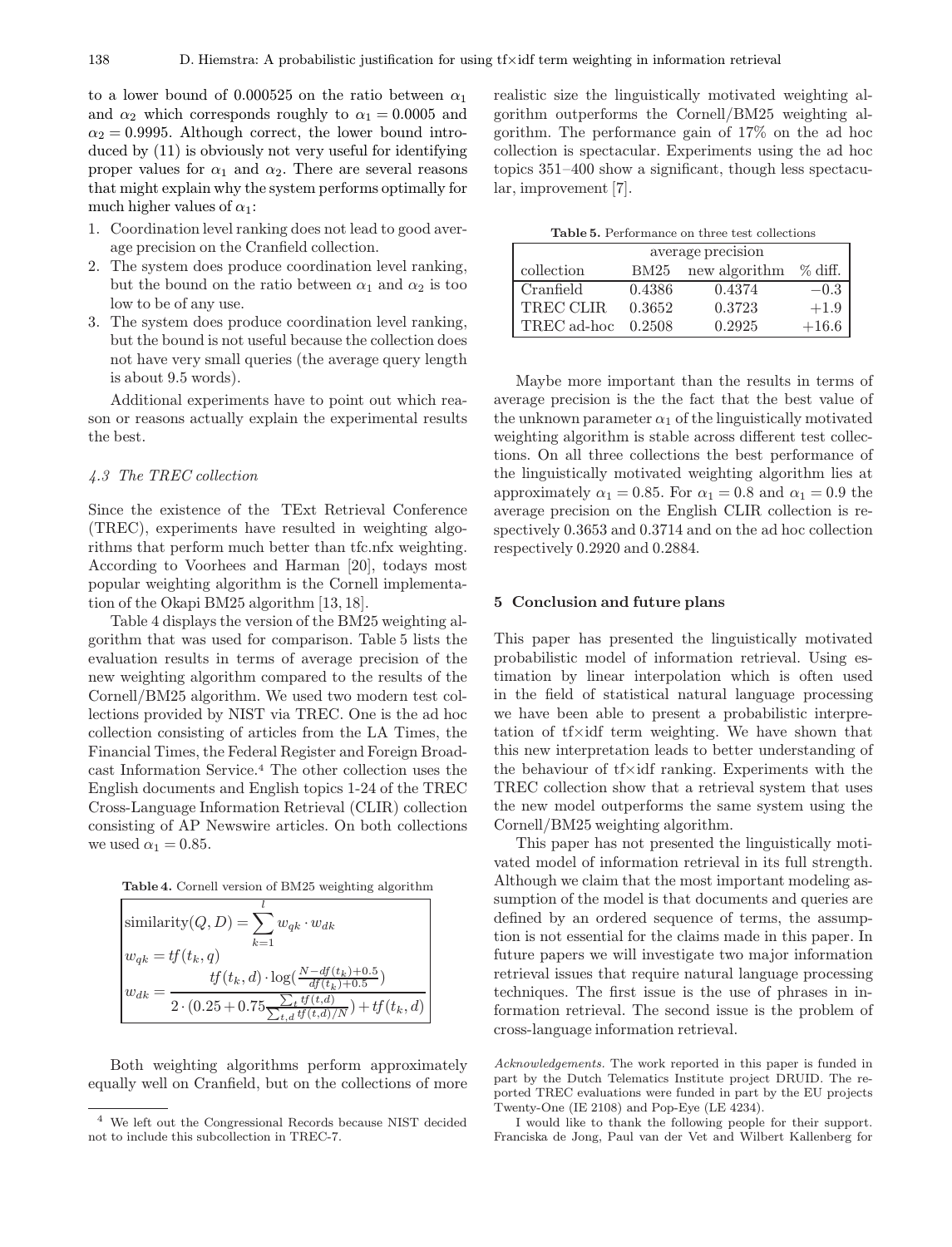to a lower bound of 0.000525 on the ratio between $\alpha_1$ and $\alpha_2$ which corresponds roughly to $\alpha_1 = 0.0005$ and $\alpha_2 = 0.9995$. Although correct, the lower bound introduced by (11) is obviously not very useful for identifying proper values for $\alpha_1$ and $\alpha_2$. There are several reasons that might explain why the system performs optimally for much higher values of $\alpha_1$:

1. Coordination level ranking does not lead to good average precision on the Cranfield collection.
2. The system does produce coordination level ranking, but the bound on the ratio between $\alpha_1$ and $\alpha_2$ is too low to be of any use.
3. The system does produce coordination level ranking, but the bound is not useful because the collection does not have very small queries (the average query length is about 9.5 words).

Additional experiments have to point out which reason or reasons actually explain the experimental results the best.

### 4.3 The TREC collection

Since the existence of the TExt Retrieval Conference (TREC), experiments have resulted in weighting algorithms that perform much better than tfc.nfx weighting. According to Voorhees and Harman [20], todays most popular weighting algorithm is the Cornell implementation of the Okapi BM25 algorithm [13, 18].

Table 4 displays the version of the BM25 weighting algorithm that was used for comparison. Table 5 lists the evaluation results in terms of average precision of the new weighting algorithm compared to the results of the Cornell/BM25 algorithm. We used two modern test collections provided by NIST via TREC. One is the ad hoc collection consisting of articles from the LA Times, the Financial Times, the Federal Register and Foreign Broadcast Information Service.[4] The other collection uses the English documents and English topics 1-24 of the TREC Cross-Language Information Retrieval (CLIR) collection consisting of AP Newswire articles. On both collections we used $\alpha_1 = 0.85$.

**Table 4.** Cornell version of BM25 weighting algorithm

$$\text{similarity}(Q, D) = \sum_{k=1}^{l} w_{qk} \cdot w_{dk}$$

$$w_{qk} = tf(t_k, q)$$

$$w_{dk} = \frac{tf(t_k, d) \cdot \log(\frac{N - df(t_k) + 0.5}{df(t_k) + 0.5})}{2 \cdot (0.25 + 0.75 \frac{\sum_t tf(t,d)}{\sum_{t,d} tf(t,d)/N}) + tf(t_k, d)}$$

Both weighting algorithms perform approximately equally well on Cranfield, but on the collections of more realistic size the linguistically motivated weighting algorithm outperforms the Cornell/BM25 weighting algorithm. The performance gain of 17% on the ad hoc collection is spectacular. Experiments using the ad hoc topics 351–400 show a significant, though less spectacular, improvement [7].

**Table 5.** Performance on three test collections

| | average precision | | |
|---|---|---|---|
| collection | BM25 | new algorithm | % diff. |
| Cranfield | 0.4386 | 0.4374 | −0.3 |
| TREC CLIR | 0.3652 | 0.3723 | +1.9 |
| TREC ad-hoc | 0.2508 | 0.2925 | +16.6 |

Maybe more important than the results in terms of average precision is the the fact that the best value of the unknown parameter $\alpha_1$ of the linguistically motivated weighting algorithm is stable across different test collections. On all three collections the best performance of the linguistically motivated weighting algorithm lies at approximately $\alpha_1 = 0.85$. For $\alpha_1 = 0.8$ and $\alpha_1 = 0.9$ the average precision on the English CLIR collection is respectively 0.3653 and 0.3714 and on the ad hoc collection respectively 0.2920 and 0.2884.

## 5 Conclusion and future plans

This paper has presented the linguistically motivated probabilistic model of information retrieval. Using estimation by linear interpolation which is often used in the field of statistical natural language processing we have been able to present a probabilistic interpretation of tf×idf term weighting. We have shown that this new interpretation leads to better understanding of the behaviour of tf×idf ranking. Experiments with the TREC collection show that a retrieval system that uses the new model outperforms the same system using the Cornell/BM25 weighting algorithm.

This paper has not presented the linguistically motivated model of information retrieval in its full strength. Although we claim that the most important modeling assumption of the model is that documents and queries are defined by an ordered sequence of terms, the assumption is not essential for the claims made in this paper. In future papers we will investigate two major information retrieval issues that require natural language processing techniques. The first issue is the use of phrases in information retrieval. The second issue is the problem of cross-language information retrieval.

*Acknowledgements.* The work reported in this paper is funded in part by the Dutch Telematics Institute project DRUID. The reported TREC evaluations were funded in part by the EU projects Twenty-One (IE 2108) and Pop-Eye (LE 4234).

I would like to thank the following people for their support. Franciska de Jong, Paul van der Vet and Wilbert Kallenberg for

[4] We left out the Congressional Records because NIST decided not to include this subcollection in TREC-7.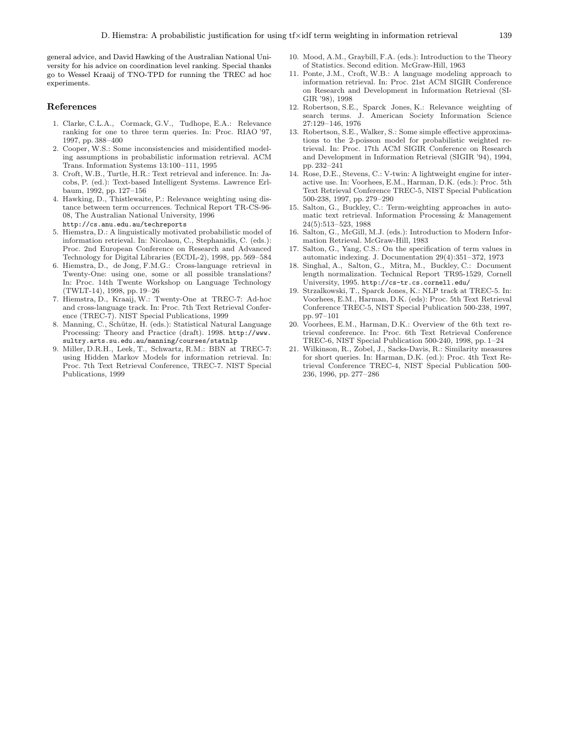general advice, and David Hawking of the Australian National University for his advice on coordination level ranking. Special thanks go to Wessel Kraaij of TNO-TPD for running the TREC ad hoc experiments.

## References

1. Clarke, C.L.A., Cormack, G.V., Tudhope, E.A.: Relevance ranking for one to three term queries. In: Proc. RIAO '97, 1997, pp. 388–400
2. Cooper, W.S.: Some inconsistencies and misidentified modeling assumptions in probabilistic information retrieval. ACM Trans. Information Systems 13:100–111, 1995
3. Croft, W.B., Turtle, H.R.: Text retrieval and inference. In: Jacobs, P. (ed.): Text-based Intelligent Systems. Lawrence Erlbaum, 1992, pp. 127–156
4. Hawking, D., Thistlewaite, P.: Relevance weighting using distance between term occurrences. Technical Report TR-CS-96-08, The Australian National University, 1996 http://cs.anu.edu.au/techreports
5. Hiemstra, D.: A linguistically motivated probabilistic model of information retrieval. In: Nicolaou, C., Stephanidis, C. (eds.): Proc. 2nd European Conference on Research and Advanced Technology for Digital Libraries (ECDL-2), 1998, pp. 569–584
6. Hiemstra, D., de Jong, F.M.G.: Cross-language retrieval in Twenty-One: using one, some or all possible translations? In: Proc. 14th Twente Workshop on Language Technology (TWLT-14), 1998, pp. 19–26
7. Hiemstra, D., Kraaij, W.: Twenty-One at TREC-7: Ad-hoc and cross-language track. In: Proc. 7th Text Retrieval Conference (TREC-7). NIST Special Publications, 1999
8. Manning, C., Schütze, H. (eds.): Statistical Natural Language Processing: Theory and Practice (draft). 1998. http://www.sultry.arts.su.edu.au/manning/courses/statnlp
9. Miller, D.R.H., Leek, T., Schwartz, R.M.: BBN at TREC-7: using Hidden Markov Models for information retrieval. In: Proc. 7th Text Retrieval Conference, TREC-7. NIST Special Publications, 1999
10. Mood, A.M., Graybill, F.A. (eds.): Introduction to the Theory of Statistics. Second edition. McGraw-Hill, 1963
11. Ponte, J.M., Croft, W.B.: A language modeling approach to information retrieval. In: Proc. 21st ACM SIGIR Conference on Research and Development in Information Retrieval (SIGIR '98), 1998
12. Robertson, S.E., Sparck Jones, K.: Relevance weighting of search terms. J. American Society Information Science 27:129–146, 1976
13. Robertson, S.E., Walker, S.: Some simple effective approximations to the 2-poisson model for probabilistic weighted retrieval. In: Proc. 17th ACM SIGIR Conference on Research and Development in Information Retrieval (SIGIR '94), 1994, pp. 232–241
14. Rose, D.E., Stevens, C.: V-twin: A lightweight engine for interactive use. In: Voorhees, E.M., Harman, D.K. (eds.): Proc. 5th Text Retrieval Conference TREC-5, NIST Special Publication 500-238, 1997, pp. 279–290
15. Salton, G., Buckley, C.: Term-weighting approaches in automatic text retrieval. Information Processing & Management 24(5):513–523, 1988
16. Salton, G., McGill, M.J. (eds.): Introduction to Modern Information Retrieval. McGraw-Hill, 1983
17. Salton, G., Yang, C.S.: On the specification of term values in automatic indexing. J. Documentation 29(4):351–372, 1973
18. Singhal, A., Salton, G., Mitra, M., Buckley, C.: Document length normalization. Technical Report TR95-1529, Cornell University, 1995. http://cs-tr.cs.cornell.edu/
19. Strzalkowski, T., Sparck Jones, K.: NLP track at TREC-5. In: Voorhees, E.M., Harman, D.K. (eds): Proc. 5th Text Retrieval Conference TREC-5, NIST Special Publication 500-238, 1997, pp. 97–101
20. Voorhees, E.M., Harman, D.K.: Overview of the 6th text retrieval conference. In: Proc. 6th Text Retrieval Conference TREC-6, NIST Special Publication 500-240, 1998, pp. 1–24
21. Wilkinson, R., Zobel, J., Sacks-Davis, R.: Similarity measures for short queries. In: Harman, D.K. (ed.): Proc. 4th Text Retrieval Conference TREC-4, NIST Special Publication 500-236, 1996, pp. 277–286